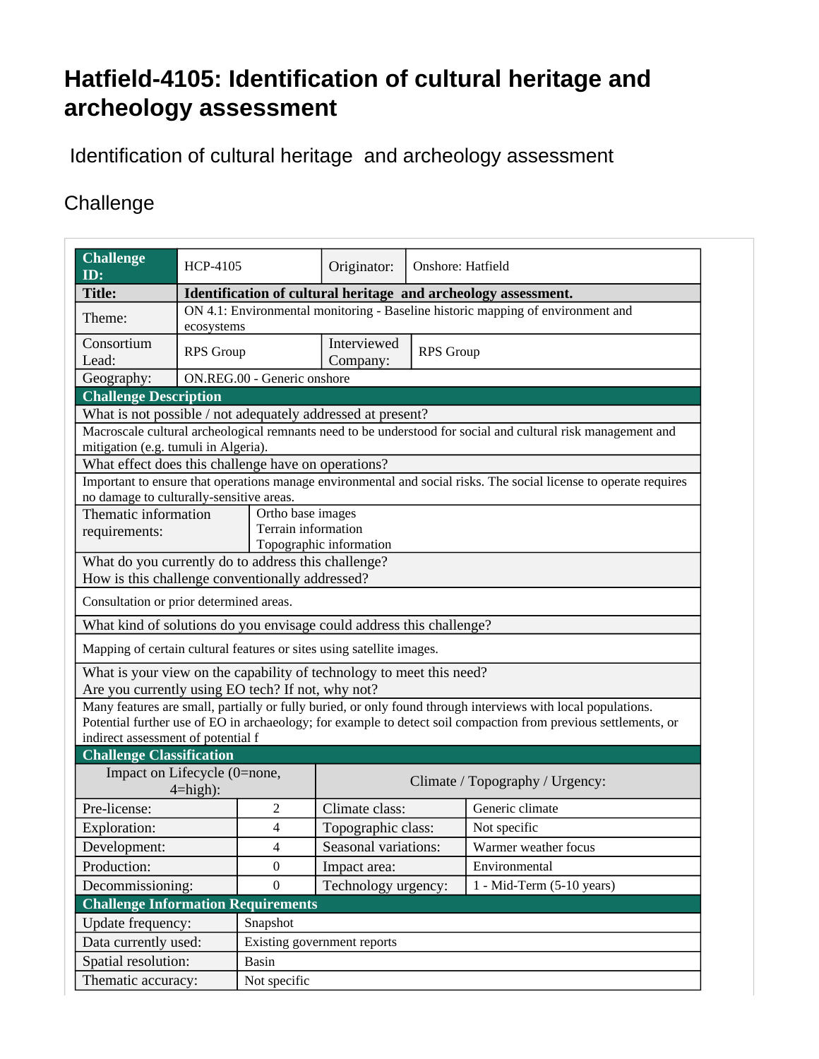# Hatfield-4105: Identification of cultural heritage and archeology assessment

Identification of cultural heritage and archeology assessment

## Challenge

| **Challenge ID:** | HCP-4105 | Originator: | Onshore: Hatfield |
|---|---|---|---|
| **Title:** | **Identification of cultural heritage and archeology assessment.** | | |
| Theme: | ON 4.1: Environmental monitoring - Baseline historic mapping of environment and ecosystems | | |
| Consortium Lead: | RPS Group | Interviewed Company: | RPS Group |
| Geography: | ON.REG.00 - Generic onshore | | |

**Challenge Description**

| What is not possible / not adequately addressed at present? | |
|---|---|
| Macroscale cultural archeological remnants need to be understood for social and cultural risk management and mitigation (e.g. tumuli in Algeria). | |
| What effect does this challenge have on operations? | |
| Important to ensure that operations manage environmental and social risks. The social license to operate requires no damage to culturally-sensitive areas. | |
| Thematic information requirements: | Ortho base images<br>Terrain information<br>Topographic information |
| What do you currently do to address this challenge?<br>How is this challenge conventionally addressed? | |
| Consultation or prior determined areas. | |
| What kind of solutions do you envisage could address this challenge? | |
| Mapping of certain cultural features or sites using satellite images. | |
| What is your view on the capability of technology to meet this need?<br>Are you currently using EO tech? If not, why not? | |
| Many features are small, partially or fully buried, or only found through interviews with local populations. Potential further use of EO in archaeology; for example to detect soil compaction from previous settlements, or indirect assessment of potential f | |

**Challenge Classification**

| Impact on Lifecycle (0=none, 4=high): | | Climate / Topography / Urgency: | |
|---|---|---|---|
| Pre-license: | 2 | Climate class: | Generic climate |
| Exploration: | 4 | Topographic class: | Not specific |
| Development: | 4 | Seasonal variations: | Warmer weather focus |
| Production: | 0 | Impact area: | Environmental |
| Decommissioning: | 0 | Technology urgency: | 1 - Mid-Term (5-10 years) |

**Challenge Information Requirements**

| Update frequency: | Snapshot |
|---|---|
| Data currently used: | Existing government reports |
| Spatial resolution: | Basin |
| Thematic accuracy: | Not specific |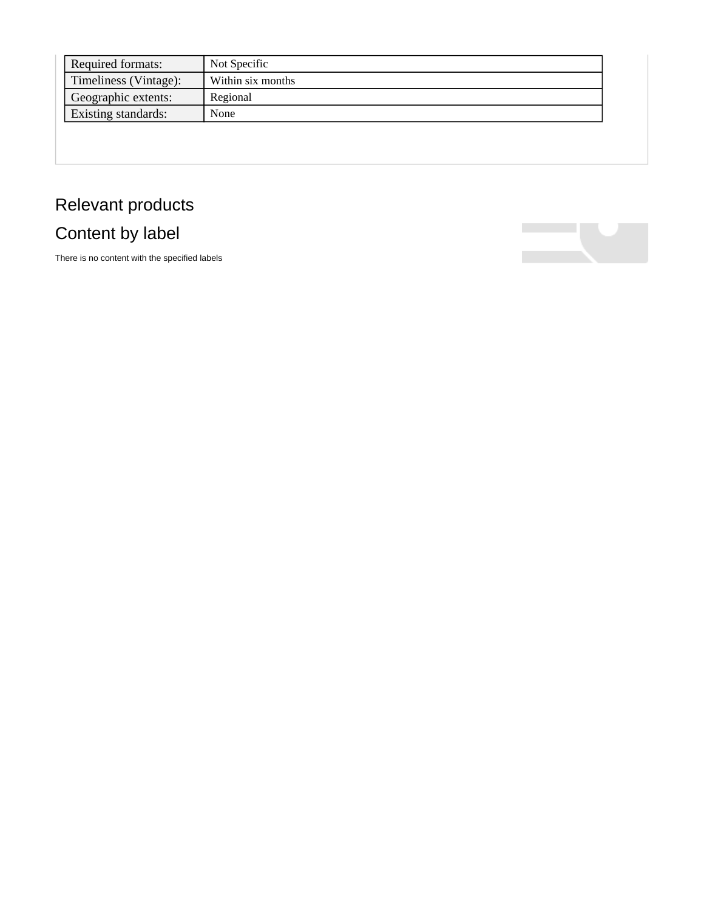| | |
|---|---|
| Required formats: | Not Specific |
| Timeliness (Vintage): | Within six months |
| Geographic extents: | Regional |
| Existing standards: | None |

## Relevant products

## Content by label

There is no content with the specified labels